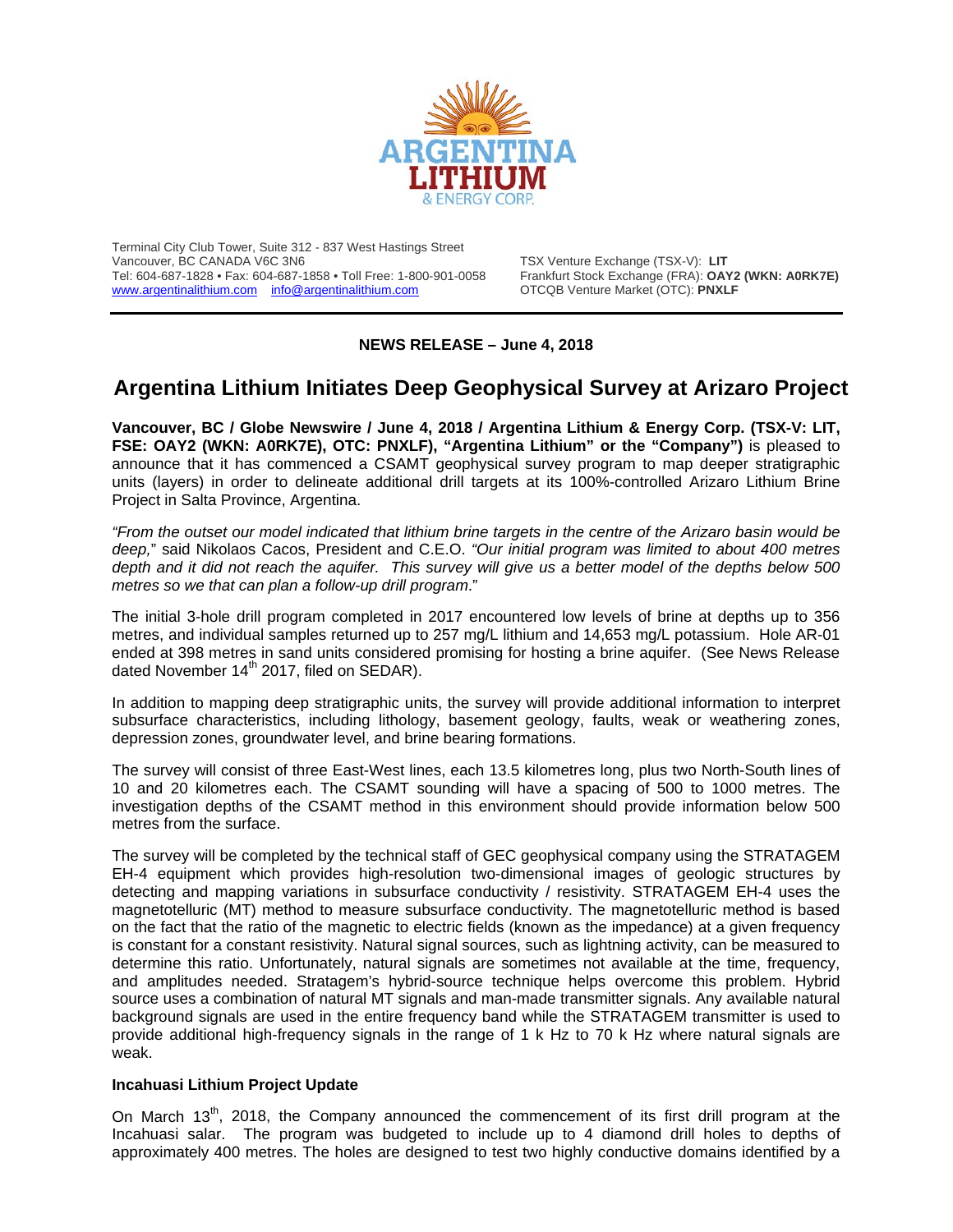Terminal City Club Tower, Suite 312 - 837 West Hastings Street
Vancouver, BC CANADA V6C 3N6
Tel: 604-687-1828 • Fax: 604-687-1858 • Toll Free: 1-800-901-0058
www.argentinalithium.com info@argentinalithium.com

TSX Venture Exchange (TSX-V): **LIT**
Frankfurt Stock Exchange (FRA): **OAY2 (WKN: A0RK7E)**
OTCQB Venture Market (OTC): **PNXLF**

**NEWS RELEASE – June 4, 2018**

# Argentina Lithium Initiates Deep Geophysical Survey at Arizaro Project

**Vancouver, BC / Globe Newswire / June 4, 2018 / Argentina Lithium & Energy Corp. (TSX-V: LIT, FSE: OAY2 (WKN: A0RK7E), OTC: PNXLF), "Argentina Lithium" or the "Company")** is pleased to announce that it has commenced a CSAMT geophysical survey program to map deeper stratigraphic units (layers) in order to delineate additional drill targets at its 100%-controlled Arizaro Lithium Brine Project in Salta Province, Argentina.

*"From the outset our model indicated that lithium brine targets in the centre of the Arizaro basin would be deep,"* said Nikolaos Cacos, President and C.E.O. *"Our initial program was limited to about 400 metres depth and it did not reach the aquifer. This survey will give us a better model of the depths below 500 metres so we that can plan a follow-up drill program."*

The initial 3-hole drill program completed in 2017 encountered low levels of brine at depths up to 356 metres, and individual samples returned up to 257 mg/L lithium and 14,653 mg/L potassium. Hole AR-01 ended at 398 metres in sand units considered promising for hosting a brine aquifer. (See News Release dated November 14th 2017, filed on SEDAR).

In addition to mapping deep stratigraphic units, the survey will provide additional information to interpret subsurface characteristics, including lithology, basement geology, faults, weak or weathering zones, depression zones, groundwater level, and brine bearing formations.

The survey will consist of three East-West lines, each 13.5 kilometres long, plus two North-South lines of 10 and 20 kilometres each. The CSAMT sounding will have a spacing of 500 to 1000 metres. The investigation depths of the CSAMT method in this environment should provide information below 500 metres from the surface.

The survey will be completed by the technical staff of GEC geophysical company using the STRATAGEM EH-4 equipment which provides high-resolution two-dimensional images of geologic structures by detecting and mapping variations in subsurface conductivity / resistivity. STRATAGEM EH-4 uses the magnetotelluric (MT) method to measure subsurface conductivity. The magnetotelluric method is based on the fact that the ratio of the magnetic to electric fields (known as the impedance) at a given frequency is constant for a constant resistivity. Natural signal sources, such as lightning activity, can be measured to determine this ratio. Unfortunately, natural signals are sometimes not available at the time, frequency, and amplitudes needed. Stratagem's hybrid-source technique helps overcome this problem. Hybrid source uses a combination of natural MT signals and man-made transmitter signals. Any available natural background signals are used in the entire frequency band while the STRATAGEM transmitter is used to provide additional high-frequency signals in the range of 1 k Hz to 70 k Hz where natural signals are weak.

### Incahuasi Lithium Project Update

On March 13th, 2018, the Company announced the commencement of its first drill program at the Incahuasi salar. The program was budgeted to include up to 4 diamond drill holes to depths of approximately 400 metres. The holes are designed to test two highly conductive domains identified by a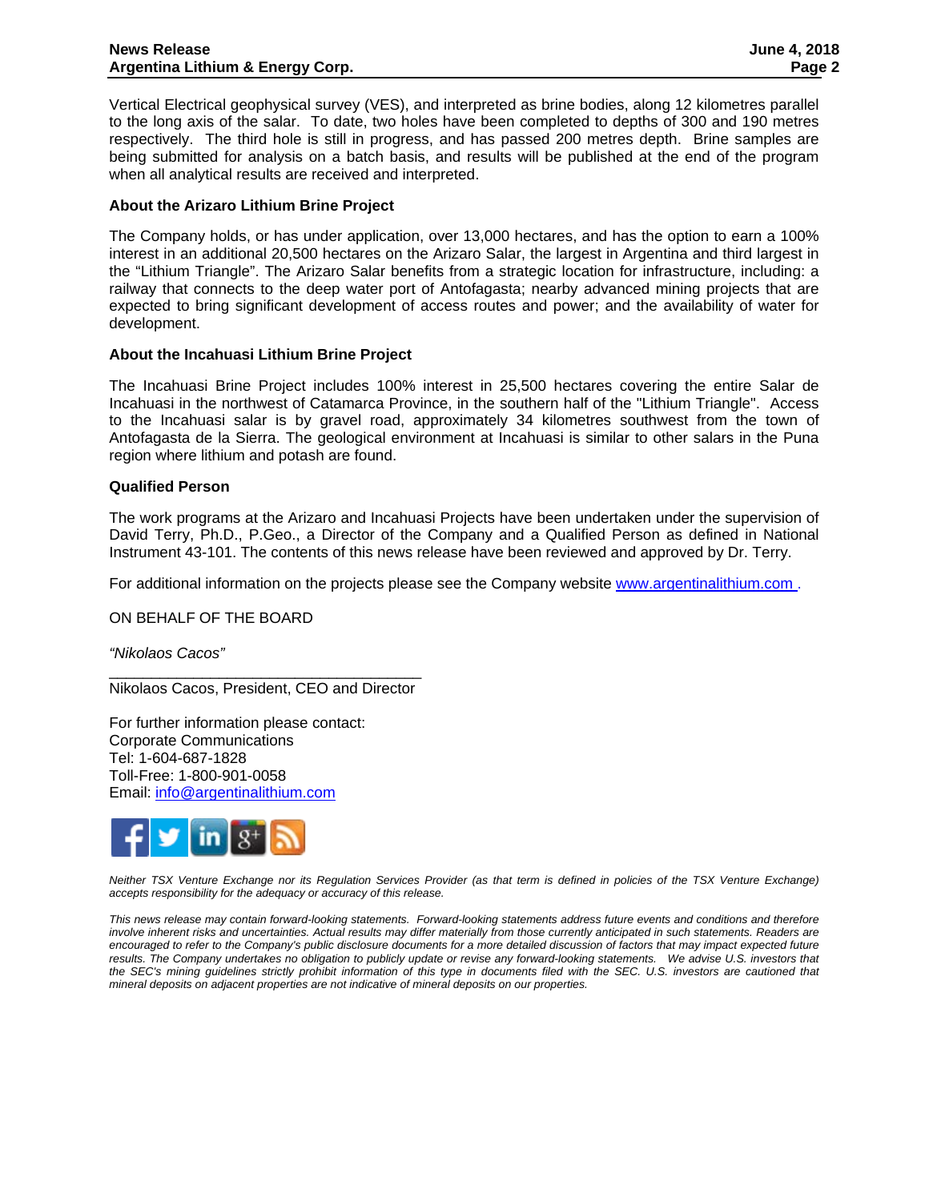Vertical Electrical geophysical survey (VES), and interpreted as brine bodies, along 12 kilometres parallel to the long axis of the salar. To date, two holes have been completed to depths of 300 and 190 metres respectively. The third hole is still in progress, and has passed 200 metres depth. Brine samples are being submitted for analysis on a batch basis, and results will be published at the end of the program when all analytical results are received and interpreted.

**About the Arizaro Lithium Brine Project**

The Company holds, or has under application, over 13,000 hectares, and has the option to earn a 100% interest in an additional 20,500 hectares on the Arizaro Salar, the largest in Argentina and third largest in the "Lithium Triangle". The Arizaro Salar benefits from a strategic location for infrastructure, including: a railway that connects to the deep water port of Antofagasta; nearby advanced mining projects that are expected to bring significant development of access routes and power; and the availability of water for development.

**About the Incahuasi Lithium Brine Project**

The Incahuasi Brine Project includes 100% interest in 25,500 hectares covering the entire Salar de Incahuasi in the northwest of Catamarca Province, in the southern half of the "Lithium Triangle". Access to the Incahuasi salar is by gravel road, approximately 34 kilometres southwest from the town of Antofagasta de la Sierra. The geological environment at Incahuasi is similar to other salars in the Puna region where lithium and potash are found.

**Qualified Person**

The work programs at the Arizaro and Incahuasi Projects have been undertaken under the supervision of David Terry, Ph.D., P.Geo., a Director of the Company and a Qualified Person as defined in National Instrument 43-101. The contents of this news release have been reviewed and approved by Dr. Terry.

For additional information on the projects please see the Company website www.argentinalithium.com .

ON BEHALF OF THE BOARD

*"Nikolaos Cacos"*

Nikolaos Cacos, President, CEO and Director

For further information please contact:
Corporate Communications
Tel: 1-604-687-1828
Toll-Free: 1-800-901-0058
Email: info@argentinalithium.com

*Neither TSX Venture Exchange nor its Regulation Services Provider (as that term is defined in policies of the TSX Venture Exchange) accepts responsibility for the adequacy or accuracy of this release.*

*This news release may contain forward-looking statements. Forward-looking statements address future events and conditions and therefore involve inherent risks and uncertainties. Actual results may differ materially from those currently anticipated in such statements. Readers are encouraged to refer to the Company's public disclosure documents for a more detailed discussion of factors that may impact expected future results. The Company undertakes no obligation to publicly update or revise any forward-looking statements. We advise U.S. investors that the SEC's mining guidelines strictly prohibit information of this type in documents filed with the SEC. U.S. investors are cautioned that mineral deposits on adjacent properties are not indicative of mineral deposits on our properties.*